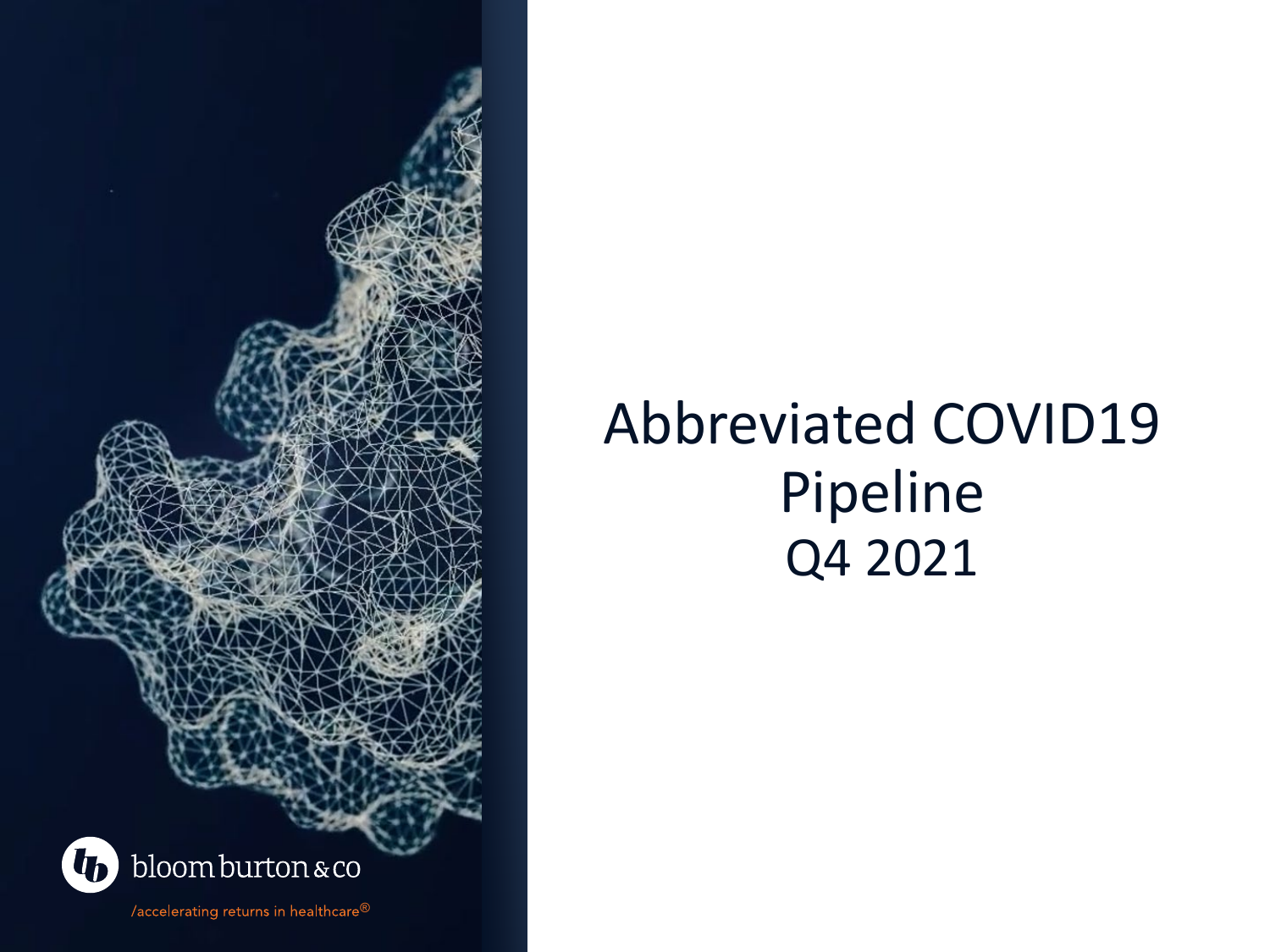# Abbreviated COVID19 Pipeline

## Q4 2021

bloom burton & co

/accelerating returns in healthcare®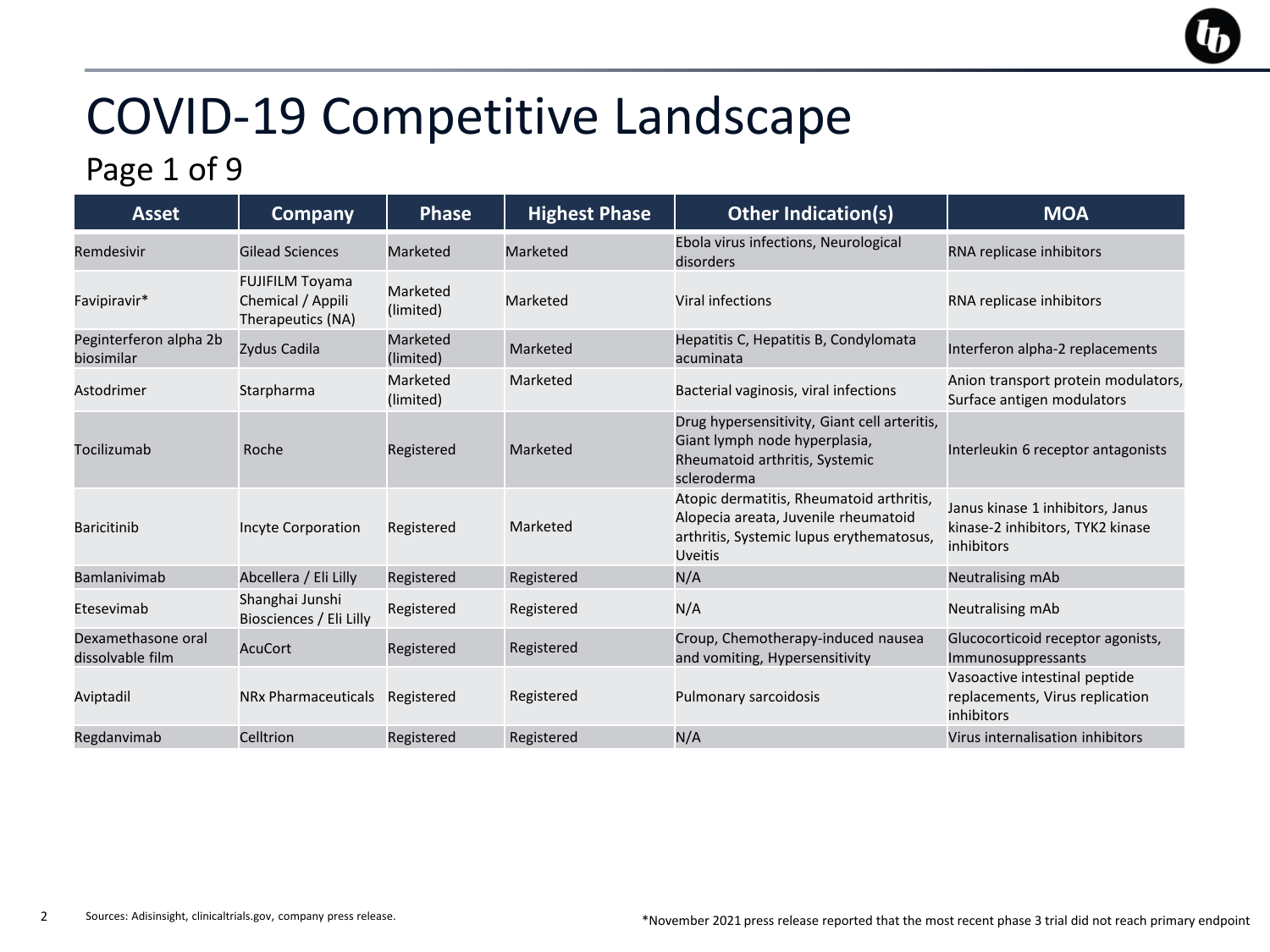# COVID-19 Competitive Landscape

## Page 1 of 9

| Asset | Company | Phase | Highest Phase | Other Indication(s) | MOA |
|---|---|---|---|---|---|
| Remdesivir | Gilead Sciences | Marketed | Marketed | Ebola virus infections, Neurological disorders | RNA replicase inhibitors |
| Favipiravir* | FUJIFILM Toyama Chemical / Appili Therapeutics (NA) | Marketed (limited) | Marketed | Viral infections | RNA replicase inhibitors |
| Peginterferon alpha 2b biosimilar | Zydus Cadila | Marketed (limited) | Marketed | Hepatitis C, Hepatitis B, Condylomata acuminata | Interferon alpha-2 replacements |
| Astodrimer | Starpharma | Marketed (limited) | Marketed | Bacterial vaginosis, viral infections | Anion transport protein modulators, Surface antigen modulators |
| Tocilizumab | Roche | Registered | Marketed | Drug hypersensitivity, Giant cell arteritis, Giant lymph node hyperplasia, Rheumatoid arthritis, Systemic scleroderma | Interleukin 6 receptor antagonists |
| Baricitinib | Incyte Corporation | Registered | Marketed | Atopic dermatitis, Rheumatoid arthritis, Alopecia areata, Juvenile rheumatoid arthritis, Systemic lupus erythematosus, Uveitis | Janus kinase 1 inhibitors, Janus kinase-2 inhibitors, TYK2 kinase inhibitors |
| Bamlanivimab | Abcellera / Eli Lilly | Registered | Registered | N/A | Neutralising mAb |
| Etesevimab | Shanghai Junshi Biosciences / Eli Lilly | Registered | Registered | N/A | Neutralising mAb |
| Dexamethasone oral dissolvable film | AcuCort | Registered | Registered | Croup, Chemotherapy-induced nausea and vomiting, Hypersensitivity | Glucocorticoid receptor agonists, Immunosuppressants |
| Aviptadil | NRx Pharmaceuticals | Registered | Registered | Pulmonary sarcoidosis | Vasoactive intestinal peptide replacements, Virus replication inhibitors |
| Regdanvimab | Celltrion | Registered | Registered | N/A | Virus internalisation inhibitors |

Sources: Adisinsight, clinicaltrials.gov, company press release.

*November 2021 press release reported that the most recent phase 3 trial did not reach primary endpoint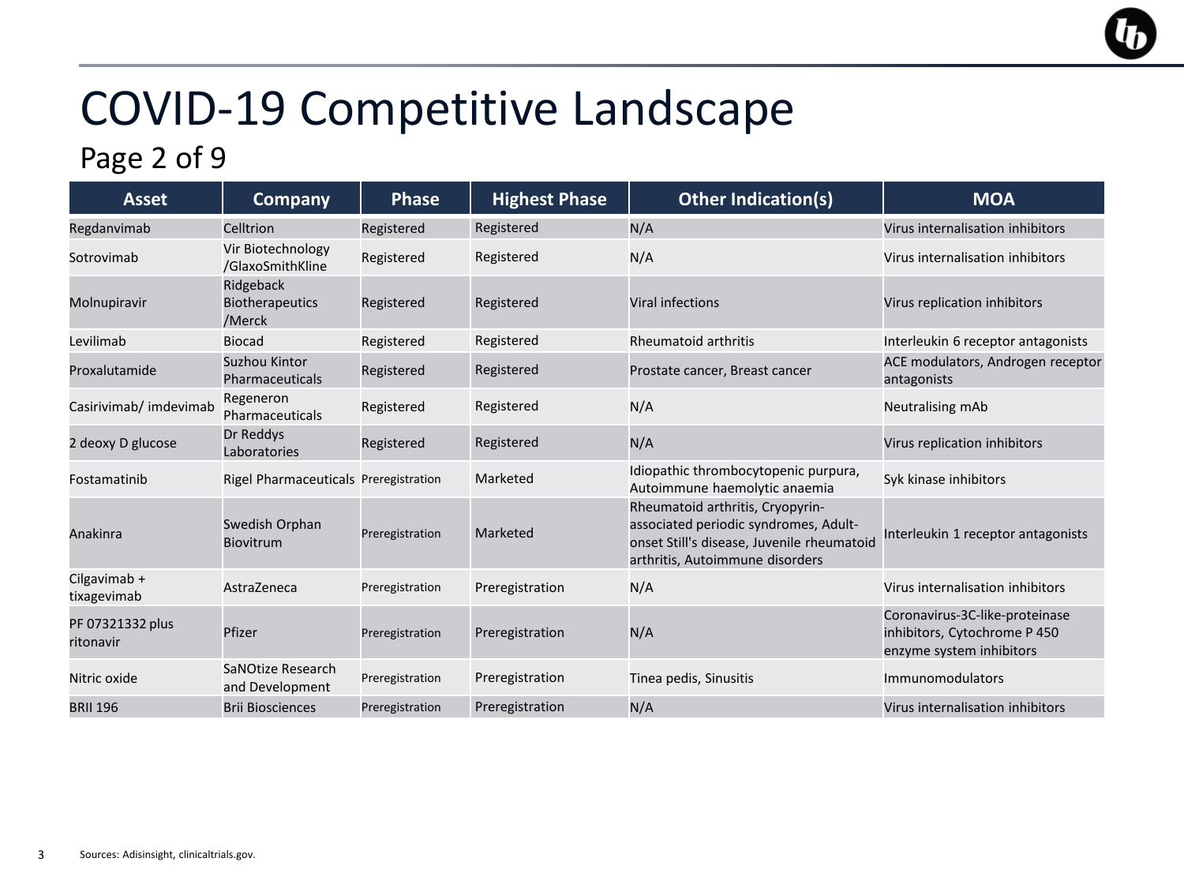# COVID-19 Competitive Landscape

## Page 2 of 9

| Asset | Company | Phase | Highest Phase | Other Indication(s) | MOA |
|---|---|---|---|---|---|
| Regdanvimab | Celltrion | Registered | Registered | N/A | Virus internalisation inhibitors |
| Sotrovimab | Vir Biotechnology /GlaxoSmithKline | Registered | Registered | N/A | Virus internalisation inhibitors |
| Molnupiravir | Ridgeback Biotherapeutics /Merck | Registered | Registered | Viral infections | Virus replication inhibitors |
| Levilimab | Biocad | Registered | Registered | Rheumatoid arthritis | Interleukin 6 receptor antagonists |
| Proxalutamide | Suzhou Kintor Pharmaceuticals | Registered | Registered | Prostate cancer, Breast cancer | ACE modulators, Androgen receptor antagonists |
| Casirivimab/ imdevimab | Regeneron Pharmaceuticals | Registered | Registered | N/A | Neutralising mAb |
| 2 deoxy D glucose | Dr Reddys Laboratories | Registered | Registered | N/A | Virus replication inhibitors |
| Fostamatinib | Rigel Pharmaceuticals | Preregistration | Marketed | Idiopathic thrombocytopenic purpura, Autoimmune haemolytic anaemia | Syk kinase inhibitors |
| Anakinra | Swedish Orphan Biovitrum | Preregistration | Marketed | Rheumatoid arthritis, Cryopyrin-associated periodic syndromes, Adult-onset Still's disease, Juvenile rheumatoid arthritis, Autoimmune disorders | Interleukin 1 receptor antagonists |
| Cilgavimab + tixagevimab | AstraZeneca | Preregistration | Preregistration | N/A | Virus internalisation inhibitors |
| PF 07321332 plus ritonavir | Pfizer | Preregistration | Preregistration | N/A | Coronavirus-3C-like-proteinase inhibitors, Cytochrome P 450 enzyme system inhibitors |
| Nitric oxide | SaNOtize Research and Development | Preregistration | Preregistration | Tinea pedis, Sinusitis | Immunomodulators |
| BRII 196 | Brii Biosciences | Preregistration | Preregistration | N/A | Virus internalisation inhibitors |

Sources: Adisinsight, clinicaltrials.gov.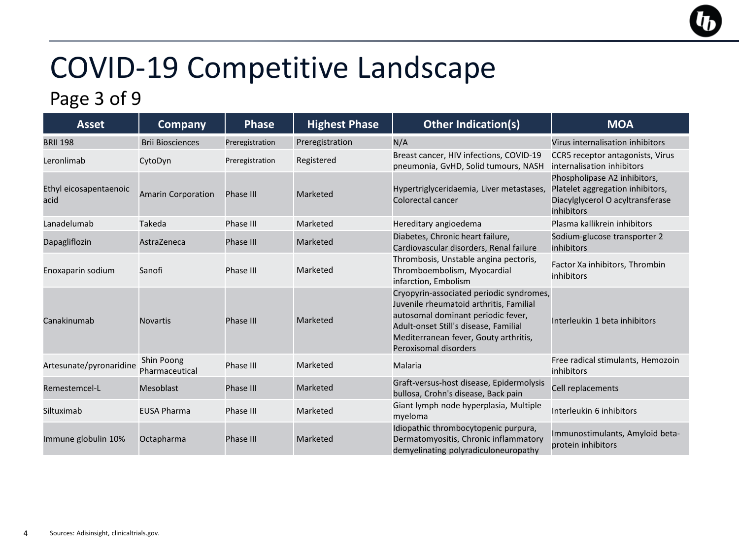# COVID-19 Competitive Landscape

## Page 3 of 9

| Asset | Company | Phase | Highest Phase | Other Indication(s) | MOA |
|---|---|---|---|---|---|
| BRII 198 | Brii Biosciences | Preregistration | Preregistration | N/A | Virus internalisation inhibitors |
| Leronlimab | CytoDyn | Preregistration | Registered | Breast cancer, HIV infections, COVID-19 pneumonia, GvHD, Solid tumours, NASH | CCR5 receptor antagonists, Virus internalisation inhibitors |
| Ethyl eicosapentaenoic acid | Amarin Corporation | Phase III | Marketed | Hypertriglyceridaemia, Liver metastases, Colorectal cancer | Phospholipase A2 inhibitors, Platelet aggregation inhibitors, Diacylglycerol O acyltransferase inhibitors |
| Lanadelumab | Takeda | Phase III | Marketed | Hereditary angioedema | Plasma kallikrein inhibitors |
| Dapagliflozin | AstraZeneca | Phase III | Marketed | Diabetes, Chronic heart failure, Cardiovascular disorders, Renal failure | Sodium-glucose transporter 2 inhibitors |
| Enoxaparin sodium | Sanofi | Phase III | Marketed | Thrombosis, Unstable angina pectoris, Thromboembolism, Myocardial infarction, Embolism | Factor Xa inhibitors, Thrombin inhibitors |
| Canakinumab | Novartis | Phase III | Marketed | Cryopyrin-associated periodic syndromes, Juvenile rheumatoid arthritis, Familial autosomal dominant periodic fever, Adult-onset Still's disease, Familial Mediterranean fever, Gouty arthritis, Peroxisomal disorders | Interleukin 1 beta inhibitors |
| Artesunate/pyronaridine | Shin Poong Pharmaceutical | Phase III | Marketed | Malaria | Free radical stimulants, Hemozoin inhibitors |
| Remestemcel-L | Mesoblast | Phase III | Marketed | Graft-versus-host disease, Epidermolysis bullosa, Crohn's disease, Back pain | Cell replacements |
| Siltuximab | EUSA Pharma | Phase III | Marketed | Giant lymph node hyperplasia, Multiple myeloma | Interleukin 6 inhibitors |
| Immune globulin 10% | Octapharma | Phase III | Marketed | Idiopathic thrombocytopenic purpura, Dermatomyositis, Chronic inflammatory demyelinating polyradiculoneuropathy | Immunostimulants, Amyloid beta-protein inhibitors |

Sources: Adisinsight, clinicaltrials.gov.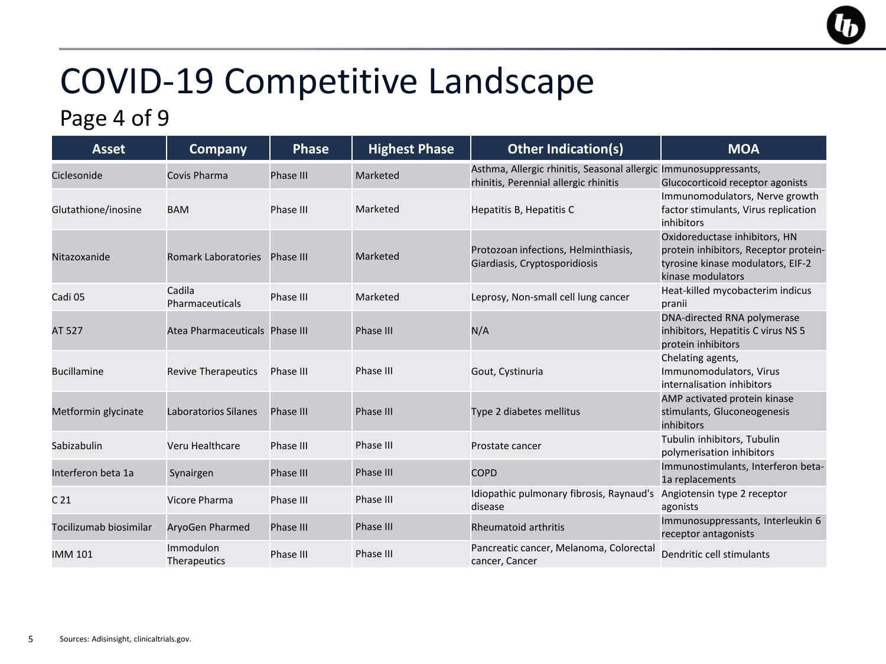# COVID-19 Competitive Landscape

## Page 4 of 9

| Asset | Company | Phase | Highest Phase | Other Indication(s) | MOA |
|---|---|---|---|---|---|
| Ciclesonide | Covis Pharma | Phase III | Marketed | Asthma, Allergic rhinitis, Seasonal allergic rhinitis, Perennial allergic rhinitis | Immunosuppressants, Glucocorticoid receptor agonists |
| Glutathione/inosine | BAM | Phase III | Marketed | Hepatitis B, Hepatitis C | Immunomodulators, Nerve growth factor stimulants, Virus replication inhibitors |
| Nitazoxanide | Romark Laboratories | Phase III | Marketed | Protozoan infections, Helminthiasis, Giardiasis, Cryptosporidiosis | Oxidoreductase inhibitors, HN protein inhibitors, Receptor protein-tyrosine kinase modulators, EIF-2 kinase modulators |
| Cadi 05 | Cadila Pharmaceuticals | Phase III | Marketed | Leprosy, Non-small cell lung cancer | Heat-killed mycobacterim indicus pranii |
| AT 527 | Atea Pharmaceuticals | Phase III | Phase III | N/A | DNA-directed RNA polymerase inhibitors, Hepatitis C virus NS 5 protein inhibitors |
| Bucillamine | Revive Therapeutics | Phase III | Phase III | Gout, Cystinuria | Chelating agents, Immunomodulators, Virus internalisation inhibitors |
| Metformin glycinate | Laboratorios Silanes | Phase III | Phase III | Type 2 diabetes mellitus | AMP activated protein kinase stimulants, Gluconeogenesis inhibitors |
| Sabizabulin | Veru Healthcare | Phase III | Phase III | Prostate cancer | Tubulin inhibitors, Tubulin polymerisation inhibitors |
| Interferon beta 1a | Synairgen | Phase III | Phase III | COPD | Immunostimulants, Interferon beta-1a replacements |
| C 21 | Vicore Pharma | Phase III | Phase III | Idiopathic pulmonary fibrosis, Raynaud's disease | Angiotensin type 2 receptor agonists |
| Tocilizumab biosimilar | AryoGen Pharmed | Phase III | Phase III | Rheumatoid arthritis | Immunosuppressants, Interleukin 6 receptor antagonists |
| IMM 101 | Immodulon Therapeutics | Phase III | Phase III | Pancreatic cancer, Melanoma, Colorectal cancer, Cancer | Dendritic cell stimulants |

Sources: Adisinsight, clinicaltrials.gov.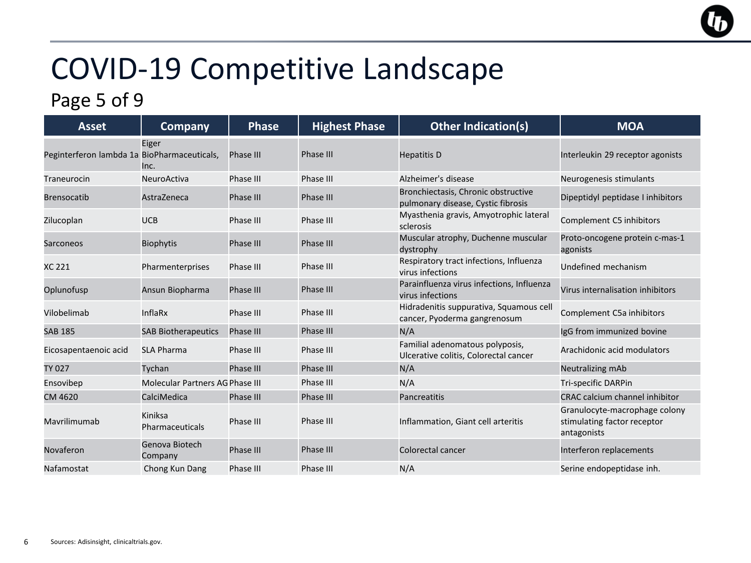# COVID-19 Competitive Landscape

## Page 5 of 9

| Asset | Company | Phase | Highest Phase | Other Indication(s) | MOA |
|---|---|---|---|---|---|
| Peginterferon lambda 1a | Eiger BioPharmaceuticals, Inc. | Phase III | Phase III | Hepatitis D | Interleukin 29 receptor agonists |
| Traneurocin | NeuroActiva | Phase III | Phase III | Alzheimer's disease | Neurogenesis stimulants |
| Brensocatib | AstraZeneca | Phase III | Phase III | Bronchiectasis, Chronic obstructive pulmonary disease, Cystic fibrosis | Dipeptidyl peptidase I inhibitors |
| Zilucoplan | UCB | Phase III | Phase III | Myasthenia gravis, Amyotrophic lateral sclerosis | Complement C5 inhibitors |
| Sarconeos | Biophytis | Phase III | Phase III | Muscular atrophy, Duchenne muscular dystrophy | Proto-oncogene protein c-mas-1 agonists |
| XC 221 | Pharmenterprises | Phase III | Phase III | Respiratory tract infections, Influenza virus infections | Undefined mechanism |
| Oplunofusp | Ansun Biopharma | Phase III | Phase III | Parainfluenza virus infections, Influenza virus infections | Virus internalisation inhibitors |
| Vilobelimab | InflaRx | Phase III | Phase III | Hidradenitis suppurativa, Squamous cell cancer, Pyoderma gangrenosum | Complement C5a inhibitors |
| SAB 185 | SAB Biotherapeutics | Phase III | Phase III | N/A | IgG from immunized bovine |
| Eicosapentaenoic acid | SLA Pharma | Phase III | Phase III | Familial adenomatous polyposis, Ulcerative colitis, Colorectal cancer | Arachidonic acid modulators |
| TY 027 | Tychan | Phase III | Phase III | N/A | Neutralizing mAb |
| Ensovibep | Molecular Partners AG | Phase III | Phase III | N/A | Tri-specific DARPin |
| CM 4620 | CalciMedica | Phase III | Phase III | Pancreatitis | CRAC calcium channel inhibitor |
| Mavrilimumab | Kiniksa Pharmaceuticals | Phase III | Phase III | Inflammation, Giant cell arteritis | Granulocyte-macrophage colony stimulating factor receptor antagonists |
| Novaferon | Genova Biotech Company | Phase III | Phase III | Colorectal cancer | Interferon replacements |
| Nafamostat | Chong Kun Dang | Phase III | Phase III | N/A | Serine endopeptidase inh. |

Sources: Adisinsight, clinicaltrials.gov.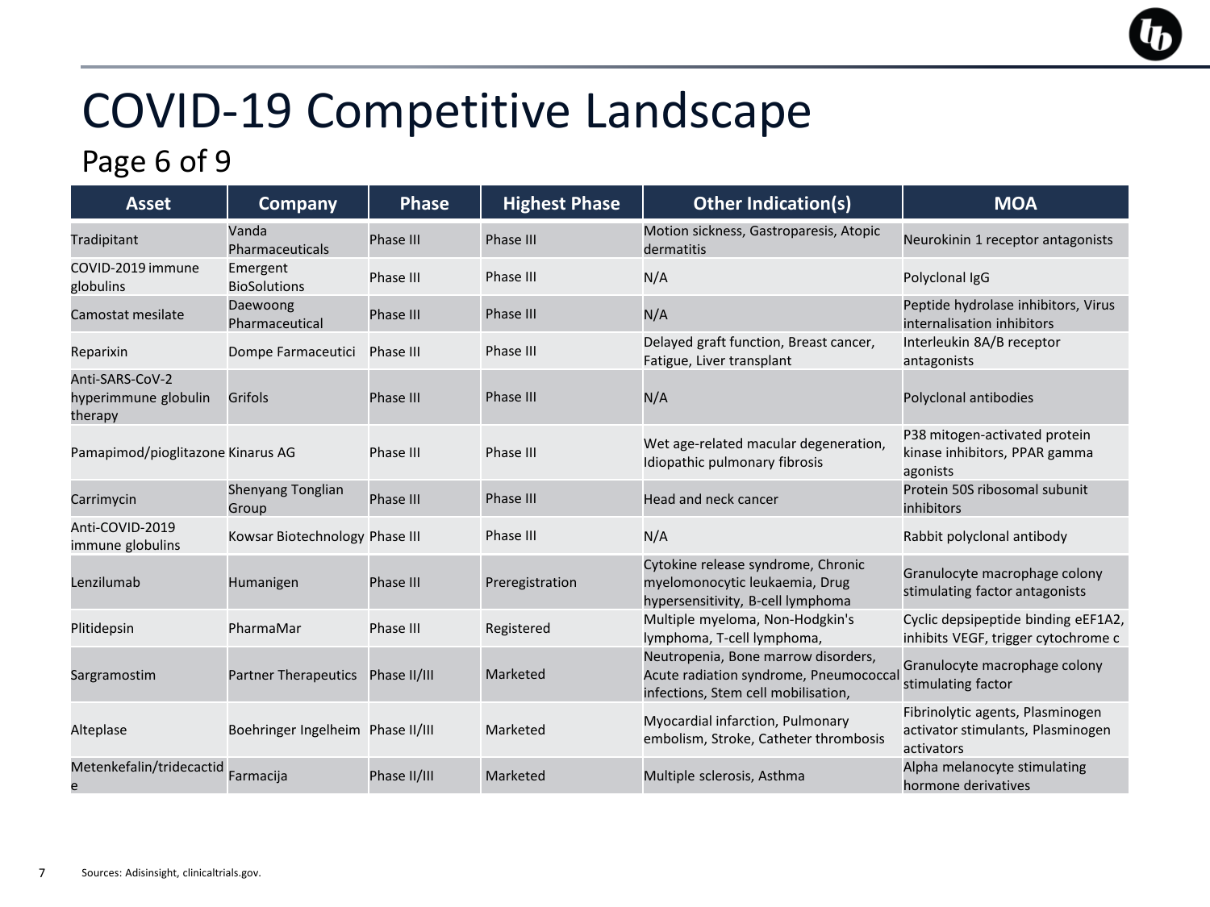# COVID-19 Competitive Landscape

## Page 6 of 9

| Asset | Company | Phase | Highest Phase | Other Indication(s) | MOA |
|---|---|---|---|---|---|
| Tradipitant | Vanda Pharmaceuticals | Phase III | Phase III | Motion sickness, Gastroparesis, Atopic dermatitis | Neurokinin 1 receptor antagonists |
| COVID-2019 immune globulins | Emergent BioSolutions | Phase III | Phase III | N/A | Polyclonal IgG |
| Camostat mesilate | Daewoong Pharmaceutical | Phase III | Phase III | N/A | Peptide hydrolase inhibitors, Virus internalisation inhibitors |
| Reparixin | Dompe Farmaceutici | Phase III | Phase III | Delayed graft function, Breast cancer, Fatigue, Liver transplant | Interleukin 8A/B receptor antagonists |
| Anti-SARS-CoV-2 hyperimmune globulin therapy | Grifols | Phase III | Phase III | N/A | Polyclonal antibodies |
| Pamapimod/pioglitazone | Kinarus AG | Phase III | Phase III | Wet age-related macular degeneration, Idiopathic pulmonary fibrosis | P38 mitogen-activated protein kinase inhibitors, PPAR gamma agonists |
| Carrimycin | Shenyang Tonglian Group | Phase III | Phase III | Head and neck cancer | Protein 50S ribosomal subunit inhibitors |
| Anti-COVID-2019 immune globulins | Kowsar Biotechnology | Phase III | Phase III | N/A | Rabbit polyclonal antibody |
| Lenzilumab | Humanigen | Phase III | Preregistration | Cytokine release syndrome, Chronic myelomonocytic leukaemia, Drug hypersensitivity, B-cell lymphoma | Granulocyte macrophage colony stimulating factor antagonists |
| Plitidepsin | PharmaMar | Phase III | Registered | Multiple myeloma, Non-Hodgkin's lymphoma, T-cell lymphoma, | Cyclic depsipeptide binding eEF1A2, inhibits VEGF, trigger cytochrome c |
| Sargramostim | Partner Therapeutics | Phase II/III | Marketed | Neutropenia, Bone marrow disorders, Acute radiation syndrome, Pneumococcal infections, Stem cell mobilisation, | Granulocyte macrophage colony stimulating factor |
| Alteplase | Boehringer Ingelheim | Phase II/III | Marketed | Myocardial infarction, Pulmonary embolism, Stroke, Catheter thrombosis | Fibrinolytic agents, Plasminogen activator stimulants, Plasminogen activators |
| Metenkefalin/tridecactide | Farmacija | Phase II/III | Marketed | Multiple sclerosis, Asthma | Alpha melanocyte stimulating hormone derivatives |

Sources: Adisinsight, clinicaltrials.gov.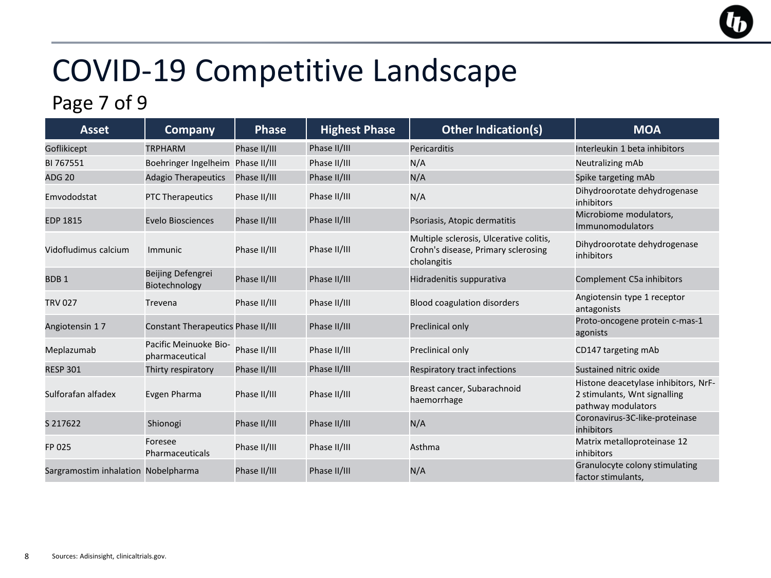# COVID-19 Competitive Landscape

## Page 7 of 9

| Asset | Company | Phase | Highest Phase | Other Indication(s) | MOA |
|---|---|---|---|---|---|
| Goflikicept | TRPHARM | Phase II/III | Phase II/III | Pericarditis | Interleukin 1 beta inhibitors |
| BI 767551 | Boehringer Ingelheim | Phase II/III | Phase II/III | N/A | Neutralizing mAb |
| ADG 20 | Adagio Therapeutics | Phase II/III | Phase II/III | N/A | Spike targeting mAb |
| Emvododstat | PTC Therapeutics | Phase II/III | Phase II/III | N/A | Dihydroorotate dehydrogenase inhibitors |
| EDP 1815 | Evelo Biosciences | Phase II/III | Phase II/III | Psoriasis, Atopic dermatitis | Microbiome modulators, Immunomodulators |
| Vidofludimus calcium | Immunic | Phase II/III | Phase II/III | Multiple sclerosis, Ulcerative colitis, Crohn's disease, Primary sclerosing cholangitis | Dihydroorotate dehydrogenase inhibitors |
| BDB 1 | Beijing Defengrei Biotechnology | Phase II/III | Phase II/III | Hidradenitis suppurativa | Complement C5a inhibitors |
| TRV 027 | Trevena | Phase II/III | Phase II/III | Blood coagulation disorders | Angiotensin type 1 receptor antagonists |
| Angiotensin 1 7 | Constant Therapeutics | Phase II/III | Phase II/III | Preclinical only | Proto-oncogene protein c-mas-1 agonists |
| Meplazumab | Pacific Meinuoke Bio-pharmaceutical | Phase II/III | Phase II/III | Preclinical only | CD147 targeting mAb |
| RESP 301 | Thirty respiratory | Phase II/III | Phase II/III | Respiratory tract infections | Sustained nitric oxide |
| Sulforafan alfadex | Evgen Pharma | Phase II/III | Phase II/III | Breast cancer, Subarachnoid haemorrhage | Histone deacetylase inhibitors, NrF-2 stimulants, Wnt signalling pathway modulators |
| S 217622 | Shionogi | Phase II/III | Phase II/III | N/A | Coronavirus-3C-like-proteinase inhibitors |
| FP 025 | Foresee Pharmaceuticals | Phase II/III | Phase II/III | Asthma | Matrix metalloproteinase 12 inhibitors |
| Sargramostim inhalation | Nobelpharma | Phase II/III | Phase II/III | N/A | Granulocyte colony stimulating factor stimulants, |

Sources: Adisinsight, clinicaltrials.gov.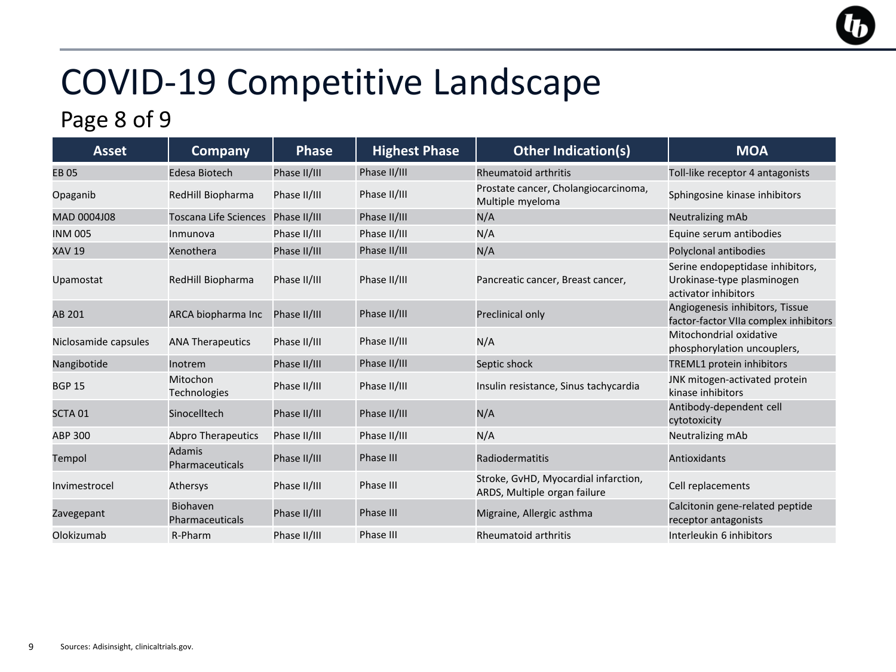# COVID-19 Competitive Landscape

## Page 8 of 9

| Asset | Company | Phase | Highest Phase | Other Indication(s) | MOA |
|---|---|---|---|---|---|
| EB 05 | Edesa Biotech | Phase II/III | Phase II/III | Rheumatoid arthritis | Toll-like receptor 4 antagonists |
| Opaganib | RedHill Biopharma | Phase II/III | Phase II/III | Prostate cancer, Cholangiocarcinoma, Multiple myeloma | Sphingosine kinase inhibitors |
| MAD 0004J08 | Toscana Life Sciences | Phase II/III | Phase II/III | N/A | Neutralizing mAb |
| INM 005 | Inmunova | Phase II/III | Phase II/III | N/A | Equine serum antibodies |
| XAV 19 | Xenothera | Phase II/III | Phase II/III | N/A | Polyclonal antibodies |
| Upamostat | RedHill Biopharma | Phase II/III | Phase II/III | Pancreatic cancer, Breast cancer, | Serine endopeptidase inhibitors, Urokinase-type plasminogen activator inhibitors |
| AB 201 | ARCA biopharma Inc | Phase II/III | Phase II/III | Preclinical only | Angiogenesis inhibitors, Tissue factor-factor VIIa complex inhibitors |
| Niclosamide capsules | ANA Therapeutics | Phase II/III | Phase II/III | N/A | Mitochondrial oxidative phosphorylation uncouplers, |
| Nangibotide | Inotrem | Phase II/III | Phase II/III | Septic shock | TREML1 protein inhibitors |
| BGP 15 | Mitochon Technologies | Phase II/III | Phase II/III | Insulin resistance, Sinus tachycardia | JNK mitogen-activated protein kinase inhibitors |
| SCTA 01 | Sinocelltech | Phase II/III | Phase II/III | N/A | Antibody-dependent cell cytotoxicity |
| ABP 300 | Abpro Therapeutics | Phase II/III | Phase II/III | N/A | Neutralizing mAb |
| Tempol | Adamis Pharmaceuticals | Phase II/III | Phase III | Radiodermatitis | Antioxidants |
| Invimestrocel | Athersys | Phase II/III | Phase III | Stroke, GvHD, Myocardial infarction, ARDS, Multiple organ failure | Cell replacements |
| Zavegepant | Biohaven Pharmaceuticals | Phase II/III | Phase III | Migraine, Allergic asthma | Calcitonin gene-related peptide receptor antagonists |
| Olokizumab | R-Pharm | Phase II/III | Phase III | Rheumatoid arthritis | Interleukin 6 inhibitors |

Sources: Adisinsight, clinicaltrials.gov.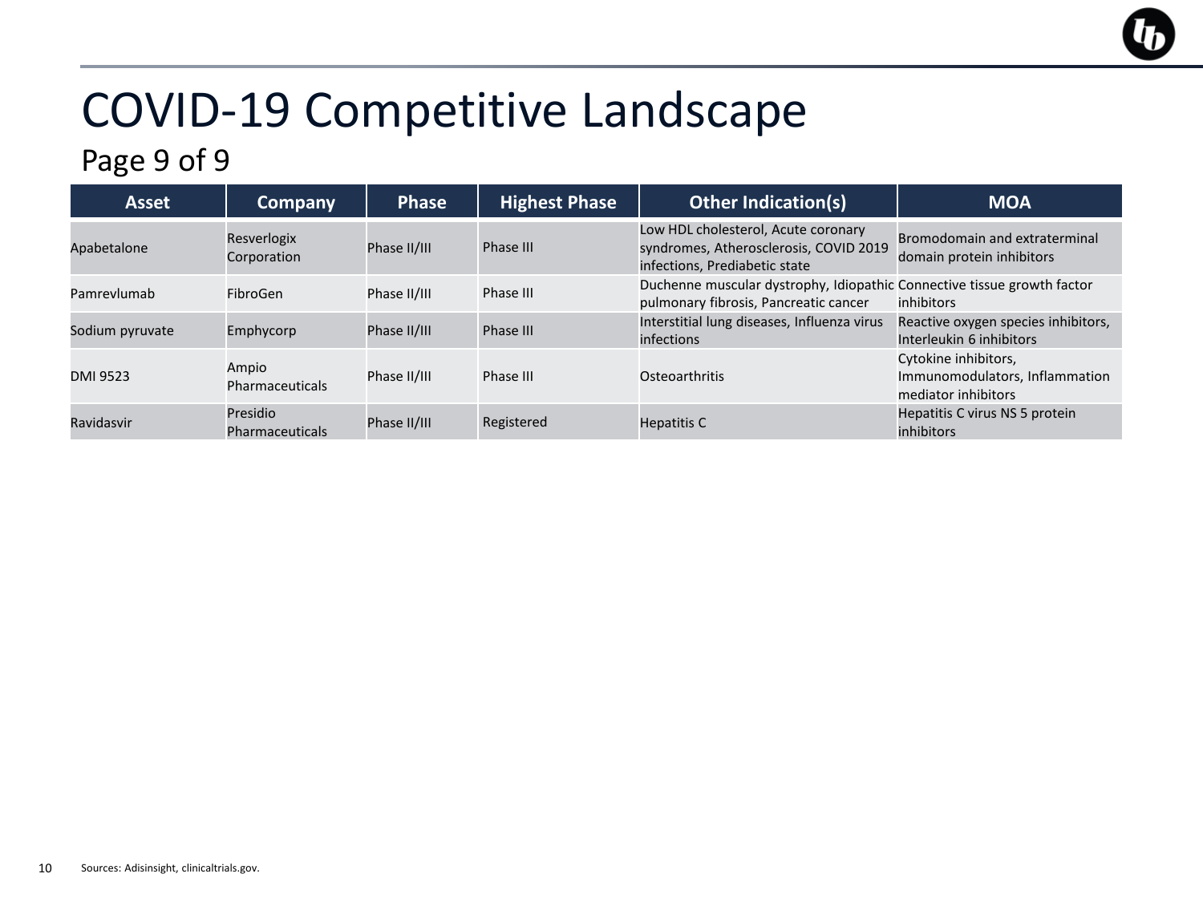# COVID-19 Competitive Landscape

## Page 9 of 9

| Asset | Company | Phase | Highest Phase | Other Indication(s) | MOA |
|---|---|---|---|---|---|
| Apabetalone | Resverlogix Corporation | Phase II/III | Phase III | Low HDL cholesterol, Acute coronary syndromes, Atherosclerosis, COVID 2019 infections, Prediabetic state | Bromodomain and extraterminal domain protein inhibitors |
| Pamrevlumab | FibroGen | Phase II/III | Phase III | Duchenne muscular dystrophy, Idiopathic pulmonary fibrosis, Pancreatic cancer | Connective tissue growth factor inhibitors |
| Sodium pyruvate | Emphycorp | Phase II/III | Phase III | Interstitial lung diseases, Influenza virus infections | Reactive oxygen species inhibitors, Interleukin 6 inhibitors |
| DMI 9523 | Ampio Pharmaceuticals | Phase II/III | Phase III | Osteoarthritis | Cytokine inhibitors, Immunomodulators, Inflammation mediator inhibitors |
| Ravidasvir | Presidio Pharmaceuticals | Phase II/III | Registered | Hepatitis C | Hepatitis C virus NS 5 protein inhibitors |

Sources: Adisinsight, clinicaltrials.gov.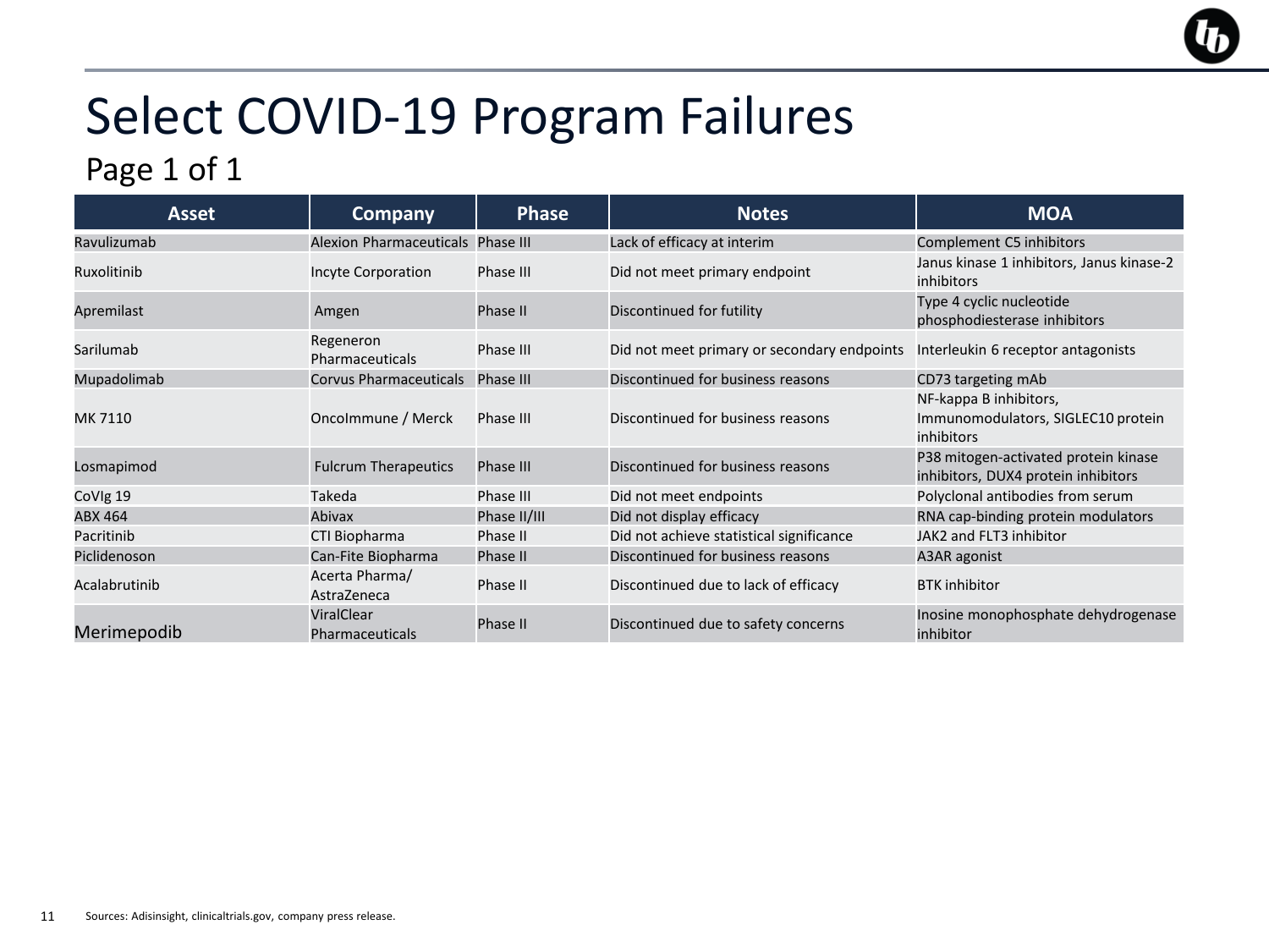# Select COVID-19 Program Failures

## Page 1 of 1

| Asset | Company | Phase | Notes | MOA |
|---|---|---|---|---|
| Ravulizumab | Alexion Pharmaceuticals | Phase III | Lack of efficacy at interim | Complement C5 inhibitors |
| Ruxolitinib | Incyte Corporation | Phase III | Did not meet primary endpoint | Janus kinase 1 inhibitors, Janus kinase-2 inhibitors |
| Apremilast | Amgen | Phase II | Discontinued for futility | Type 4 cyclic nucleotide phosphodiesterase inhibitors |
| Sarilumab | Regeneron Pharmaceuticals | Phase III | Did not meet primary or secondary endpoints | Interleukin 6 receptor antagonists |
| Mupadolimab | Corvus Pharmaceuticals | Phase III | Discontinued for business reasons | CD73 targeting mAb |
| MK 7110 | OncoImmune / Merck | Phase III | Discontinued for business reasons | NF-kappa B inhibitors, Immunomodulators, SIGLEC10 protein inhibitors |
| Losmapimod | Fulcrum Therapeutics | Phase III | Discontinued for business reasons | P38 mitogen-activated protein kinase inhibitors, DUX4 protein inhibitors |
| CoVIg 19 | Takeda | Phase III | Did not meet endpoints | Polyclonal antibodies from serum |
| ABX 464 | Abivax | Phase II/III | Did not display efficacy | RNA cap-binding protein modulators |
| Pacritinib | CTI Biopharma | Phase II | Did not achieve statistical significance | JAK2 and FLT3 inhibitor |
| Piclidenoson | Can-Fite Biopharma | Phase II | Discontinued for business reasons | A3AR agonist |
| Acalabrutinib | Acerta Pharma/ AstraZeneca | Phase II | Discontinued due to lack of efficacy | BTK inhibitor |
| Merimepodib | ViralClear Pharmaceuticals | Phase II | Discontinued due to safety concerns | Inosine monophosphate dehydrogenase inhibitor |

Sources: Adisinsight, clinicaltrials.gov, company press release.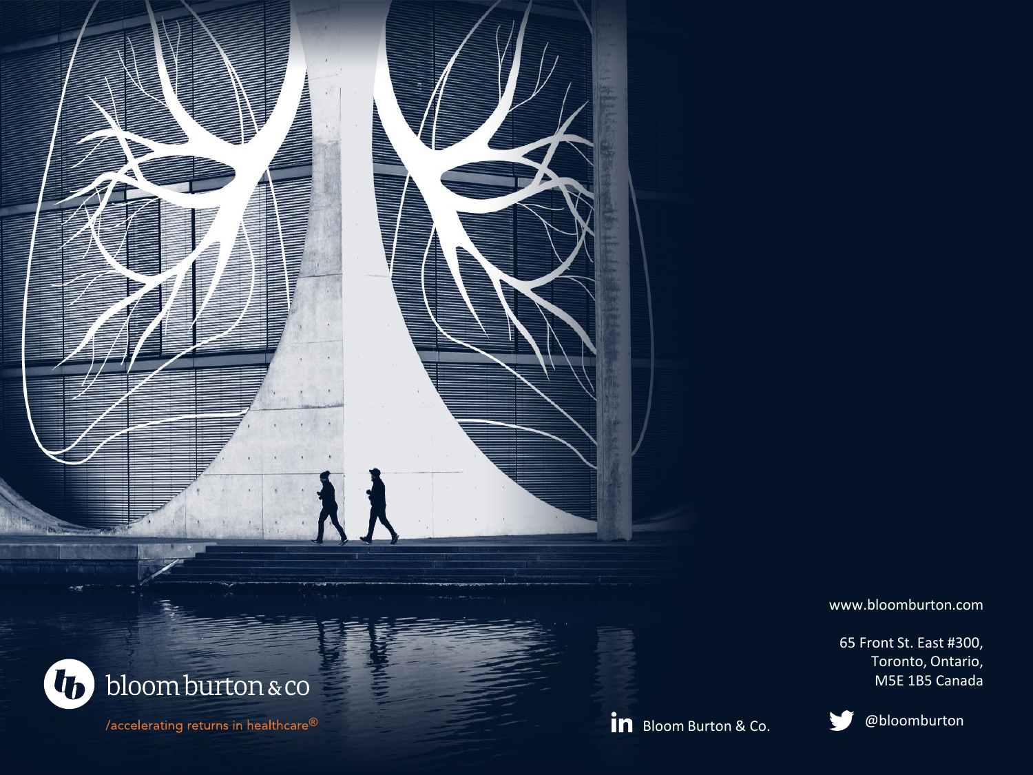bloom burton & co

/accelerating returns in healthcare®

www.bloomburton.com

65 Front St. East #300,
Toronto, Ontario,
M5E 1B5 Canada

Bloom Burton & Co.

@bloomburton